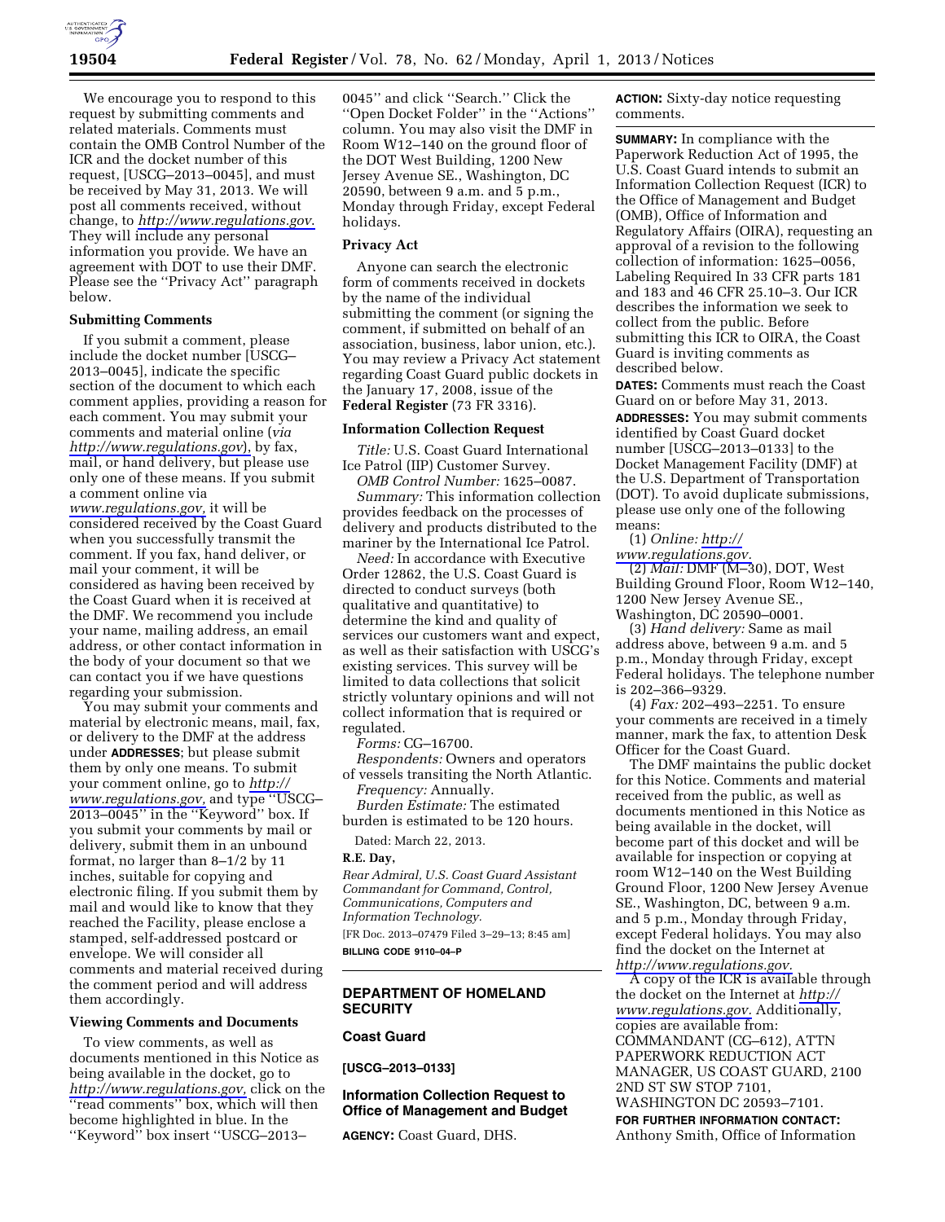We encourage you to respond to this request by submitting comments and related materials. Comments must contain the OMB Control Number of the ICR and the docket number of this request, [USCG–2013–0045], and must be received by May 31, 2013. We will post all comments received, without change, to *http://www.regulations.gov*. They will include any personal information you provide. We have an agreement with DOT to use their DMF. Please see the ''Privacy Act'' paragraph below.

### Submitting Comments

If you submit a comment, please include the docket number [USCG–2013–0045], indicate the specific section of the document to which each comment applies, providing a reason for each comment. You may submit your comments and material online (*via http://www.regulations.gov*), by fax, mail, or hand delivery, but please use only one of these means. If you submit a comment online via *www.regulations.gov,* it will be considered received by the Coast Guard when you successfully transmit the comment. If you fax, hand deliver, or mail your comment, it will be considered as having been received by the Coast Guard when it is received at the DMF. We recommend you include your name, mailing address, an email address, or other contact information in the body of your document so that we can contact you if we have questions regarding your submission.

You may submit your comments and material by electronic means, mail, fax, or delivery to the DMF at the address under **ADDRESSES**; but please submit them by only one means. To submit your comment online, go to *http://www.regulations.gov,* and type ''USCG–2013–0045'' in the ''Keyword'' box. If you submit your comments by mail or delivery, submit them in an unbound format, no larger than 8–1/2 by 11 inches, suitable for copying and electronic filing. If you submit them by mail and would like to know that they reached the Facility, please enclose a stamped, self-addressed postcard or envelope. We will consider all comments and material received during the comment period and will address them accordingly.

### Viewing Comments and Documents

To view comments, as well as documents mentioned in this Notice as being available in the docket, go to *http://www.regulations.gov,* click on the ''read comments'' box, which will then become highlighted in blue. In the ''Keyword'' box insert ''USCG–2013–0045'' and click ''Search.'' Click the ''Open Docket Folder'' in the ''Actions'' column. You may also visit the DMF in Room W12–140 on the ground floor of the DOT West Building, 1200 New Jersey Avenue SE., Washington, DC 20590, between 9 a.m. and 5 p.m., Monday through Friday, except Federal holidays.

### Privacy Act

Anyone can search the electronic form of comments received in dockets by the name of the individual submitting the comment (or signing the comment, if submitted on behalf of an association, business, labor union, etc.). You may review a Privacy Act statement regarding Coast Guard public dockets in the January 17, 2008, issue of the **Federal Register** (73 FR 3316).

### Information Collection Request

*Title:* U.S. Coast Guard International Ice Patrol (IIP) Customer Survey.

*OMB Control Number:* 1625–0087.

*Summary:* This information collection provides feedback on the processes of delivery and products distributed to the mariner by the International Ice Patrol.

*Need:* In accordance with Executive Order 12862, the U.S. Coast Guard is directed to conduct surveys (both qualitative and quantitative) to determine the kind and quality of services our customers want and expect, as well as their satisfaction with USCG's existing services. This survey will be limited to data collections that solicit strictly voluntary opinions and will not collect information that is required or regulated.

*Forms:* CG–16700.

*Respondents:* Owners and operators of vessels transiting the North Atlantic.

*Frequency:* Annually.

*Burden Estimate:* The estimated burden is estimated to be 120 hours.

Dated: March 22, 2013.

**R.E. Day,**

*Rear Admiral, U.S. Coast Guard Assistant Commandant for Command, Control, Communications, Computers and Information Technology.*

[FR Doc. 2013–07479 Filed 3–29–13; 8:45 am]

**BILLING CODE 9110–04–P**

## DEPARTMENT OF HOMELAND SECURITY

### Coast Guard

**[USCG–2013–0133]**

### Information Collection Request to Office of Management and Budget

**AGENCY:** Coast Guard, DHS.

**ACTION:** Sixty-day notice requesting comments.

**SUMMARY:** In compliance with the Paperwork Reduction Act of 1995, the U.S. Coast Guard intends to submit an Information Collection Request (ICR) to the Office of Management and Budget (OMB), Office of Information and Regulatory Affairs (OIRA), requesting an approval of a revision to the following collection of information: 1625–0056, Labeling Required In 33 CFR parts 181 and 183 and 46 CFR 25.10–3. Our ICR describes the information we seek to collect from the public. Before submitting this ICR to OIRA, the Coast Guard is inviting comments as described below.

**DATES:** Comments must reach the Coast Guard on or before May 31, 2013.

**ADDRESSES:** You may submit comments identified by Coast Guard docket number [USCG–2013–0133] to the Docket Management Facility (DMF) at the U.S. Department of Transportation (DOT). To avoid duplicate submissions, please use only one of the following means:

(1) *Online: http://www.regulations.gov.*

(2) *Mail:* DMF (M–30), DOT, West Building Ground Floor, Room W12–140, 1200 New Jersey Avenue SE., Washington, DC 20590–0001.

(3) *Hand delivery:* Same as mail address above, between 9 a.m. and 5 p.m., Monday through Friday, except Federal holidays. The telephone number is 202–366–9329.

(4) *Fax:* 202–493–2251. To ensure your comments are received in a timely manner, mark the fax, to attention Desk Officer for the Coast Guard.

The DMF maintains the public docket for this Notice. Comments and material received from the public, as well as documents mentioned in this Notice as being available in the docket, will become part of this docket and will be available for inspection or copying at room W12–140 on the West Building Ground Floor, 1200 New Jersey Avenue SE., Washington, DC, between 9 a.m. and 5 p.m., Monday through Friday, except Federal holidays. You may also find the docket on the Internet at *http://www.regulations.gov*.

A copy of the ICR is available through the docket on the Internet at *http://www.regulations.gov.* Additionally, copies are available from: COMMANDANT (CG–612), ATTN PAPERWORK REDUCTION ACT MANAGER, US COAST GUARD, 2100 2ND ST SW STOP 7101, WASHINGTON DC 20593–7101.

**FOR FURTHER INFORMATION CONTACT:** Anthony Smith, Office of Information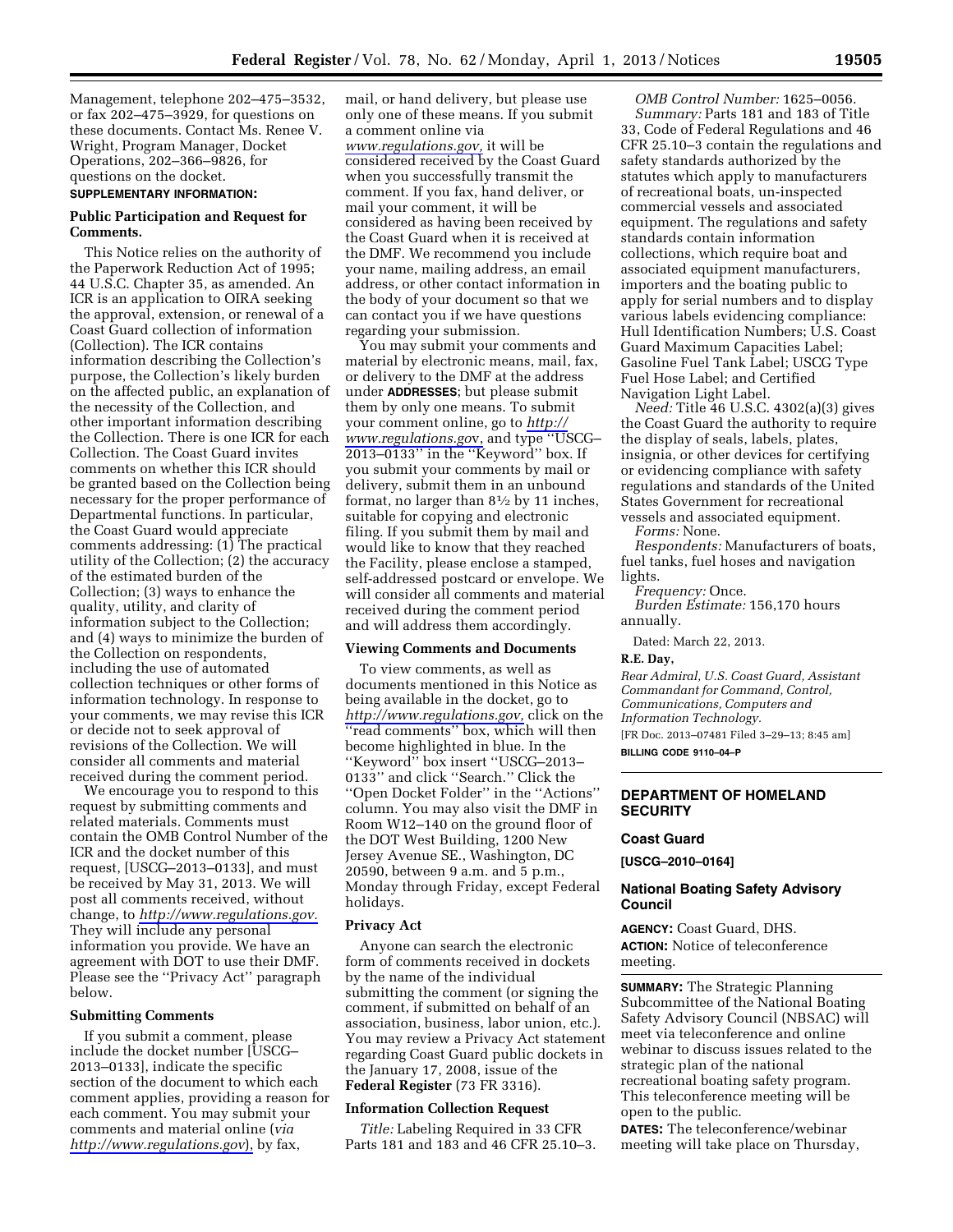Management, telephone 202–475–3532, or fax 202–475–3929, for questions on these documents. Contact Ms. Renee V. Wright, Program Manager, Docket Operations, 202–366–9826, for questions on the docket.

**SUPPLEMENTARY INFORMATION:**

### Public Participation and Request for Comments.

This Notice relies on the authority of the Paperwork Reduction Act of 1995; 44 U.S.C. Chapter 35, as amended. An ICR is an application to OIRA seeking the approval, extension, or renewal of a Coast Guard collection of information (Collection). The ICR contains information describing the Collection's purpose, the Collection's likely burden on the affected public, an explanation of the necessity of the Collection, and other important information describing the Collection. There is one ICR for each Collection. The Coast Guard invites comments on whether this ICR should be granted based on the Collection being necessary for the proper performance of Departmental functions. In particular, the Coast Guard would appreciate comments addressing: (1) The practical utility of the Collection; (2) the accuracy of the estimated burden of the Collection; (3) ways to enhance the quality, utility, and clarity of information subject to the Collection; and (4) ways to minimize the burden of the Collection on respondents, including the use of automated collection techniques or other forms of information technology. In response to your comments, we may revise this ICR or decide not to seek approval of revisions of the Collection. We will consider all comments and material received during the comment period.

We encourage you to respond to this request by submitting comments and related materials. Comments must contain the OMB Control Number of the ICR and the docket number of this request, [USCG–2013–0133], and must be received by May 31, 2013. We will post all comments received, without change, to *http://www.regulations.gov*. They will include any personal information you provide. We have an agreement with DOT to use their DMF. Please see the "Privacy Act" paragraph below.

### Submitting Comments

If you submit a comment, please include the docket number [USCG–2013–0133], indicate the specific section of the document to which each comment applies, providing a reason for each comment. You may submit your comments and material online (*via http://www.regulations.gov*), by fax, mail, or hand delivery, but please use only one of these means. If you submit a comment online via *www.regulations.gov,* it will be considered received by the Coast Guard when you successfully transmit the comment. If you fax, hand deliver, or mail your comment, it will be considered as having been received by the Coast Guard when it is received at the DMF. We recommend you include your name, mailing address, an email address, or other contact information in the body of your document so that we can contact you if we have questions regarding your submission.

You may submit your comments and material by electronic means, mail, fax, or delivery to the DMF at the address under **ADDRESSES**; but please submit them by only one means. To submit your comment online, go to *http://www.regulations.gov*, and type "USCG–2013–0133" in the "Keyword" box. If you submit your comments by mail or delivery, submit them in an unbound format, no larger than 8½ by 11 inches, suitable for copying and electronic filing. If you submit them by mail and would like to know that they reached the Facility, please enclose a stamped, self-addressed postcard or envelope. We will consider all comments and material received during the comment period and will address them accordingly.

### Viewing Comments and Documents

To view comments, as well as documents mentioned in this Notice as being available in the docket, go to *http://www.regulations.gov,* click on the "read comments" box, which will then become highlighted in blue. In the "Keyword" box insert "USCG–2013–0133" and click "Search." Click the "Open Docket Folder" in the "Actions" column. You may also visit the DMF in Room W12–140 on the ground floor of the DOT West Building, 1200 New Jersey Avenue SE., Washington, DC 20590, between 9 a.m. and 5 p.m., Monday through Friday, except Federal holidays.

### Privacy Act

Anyone can search the electronic form of comments received in dockets by the name of the individual submitting the comment (or signing the comment, if submitted on behalf of an association, business, labor union, etc.). You may review a Privacy Act statement regarding Coast Guard public dockets in the January 17, 2008, issue of the **Federal Register** (73 FR 3316).

### Information Collection Request

*Title:* Labeling Required in 33 CFR Parts 181 and 183 and 46 CFR 25.10–3.

*OMB Control Number:* 1625–0056.

*Summary:* Parts 181 and 183 of Title 33, Code of Federal Regulations and 46 CFR 25.10–3 contain the regulations and safety standards authorized by the statutes which apply to manufacturers of recreational boats, un-inspected commercial vessels and associated equipment. The regulations and safety standards contain information collections, which require boat and associated equipment manufacturers, importers and the boating public to apply for serial numbers and to display various labels evidencing compliance: Hull Identification Numbers; U.S. Coast Guard Maximum Capacities Label; Gasoline Fuel Tank Label; USCG Type Fuel Hose Label; and Certified Navigation Light Label.

*Need:* Title 46 U.S.C. 4302(a)(3) gives the Coast Guard the authority to require the display of seals, labels, plates, insignia, or other devices for certifying or evidencing compliance with safety regulations and standards of the United States Government for recreational vessels and associated equipment.

*Forms:* None.

*Respondents:* Manufacturers of boats, fuel tanks, fuel hoses and navigation lights.

*Frequency:* Once.

*Burden Estimate:* 156,170 hours annually.

Dated: March 22, 2013.

**R.E. Day,**

*Rear Admiral, U.S. Coast Guard, Assistant Commandant for Command, Control, Communications, Computers and Information Technology.*

[FR Doc. 2013–07481 Filed 3–29–13; 8:45 am]

**BILLING CODE 9110–04–P**

---

## DEPARTMENT OF HOMELAND SECURITY

### Coast Guard

**[USCG–2010–0164]**

### National Boating Safety Advisory Council

**AGENCY:** Coast Guard, DHS.

**ACTION:** Notice of teleconference meeting.

**SUMMARY:** The Strategic Planning Subcommittee of the National Boating Safety Advisory Council (NBSAC) will meet via teleconference and online webinar to discuss issues related to the strategic plan of the national recreational boating safety program. This teleconference meeting will be open to the public.

**DATES:** The teleconference/webinar meeting will take place on Thursday,